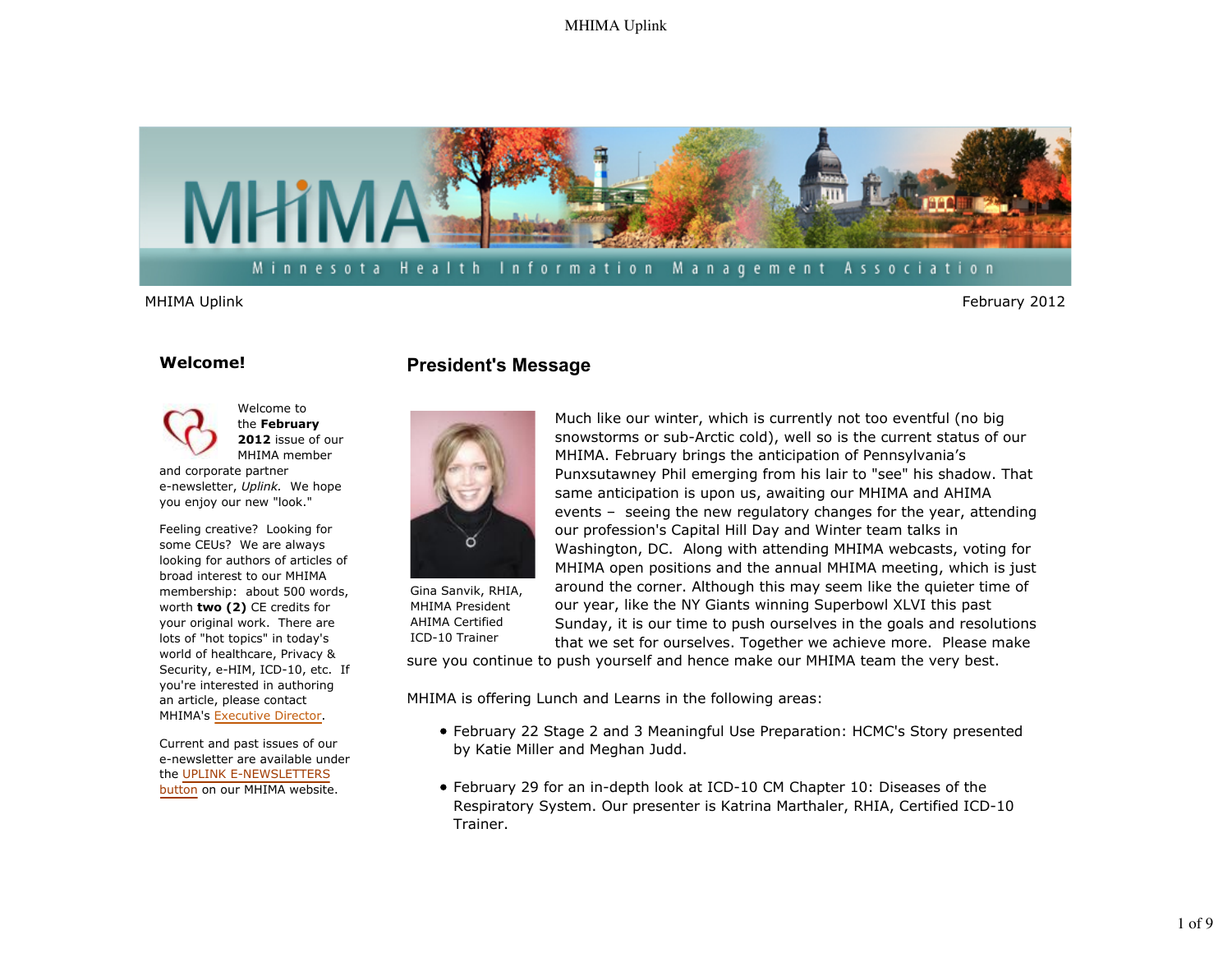MHIMA Uplink

February 2012

## Welcome!

Welcome to the **February 2012** issue of our MHIMA member and corporate partner e-newsletter, *Uplink.* We hope you enjoy our new "look."

Feeling creative? Looking for some CEUs? We are always looking for authors of articles of broad interest to our MHIMA membership: about 500 words, worth **two (2)** CE credits for your original work. There are lots of "hot topics" in today's world of healthcare, Privacy & Security, e-HIM, ICD-10, etc. If you're interested in authoring an article, please contact MHIMA's Executive Director.

Current and past issues of our e-newsletter are available under the UPLINK E-NEWSLETTERS button on our MHIMA website.

## President's Message

Gina Sanvik, RHIA, MHIMA President AHIMA Certified ICD-10 Trainer

Much like our winter, which is currently not too eventful (no big snowstorms or sub-Arctic cold), well so is the current status of our MHIMA. February brings the anticipation of Pennsylvania's Punxsutawney Phil emerging from his lair to "see" his shadow. That same anticipation is upon us, awaiting our MHIMA and AHIMA events – seeing the new regulatory changes for the year, attending our profession's Capital Hill Day and Winter team talks in Washington, DC. Along with attending MHIMA webcasts, voting for MHIMA open positions and the annual MHIMA meeting, which is just around the corner. Although this may seem like the quieter time of our year, like the NY Giants winning Superbowl XLVI this past Sunday, it is our time to push ourselves in the goals and resolutions that we set for ourselves. Together we achieve more. Please make sure you continue to push yourself and hence make our MHIMA team the very best.

MHIMA is offering Lunch and Learns in the following areas:

- February 22 Stage 2 and 3 Meaningful Use Preparation: HCMC's Story presented by Katie Miller and Meghan Judd.
- February 29 for an in-depth look at ICD-10 CM Chapter 10: Diseases of the Respiratory System. Our presenter is Katrina Marthaler, RHIA, Certified ICD-10 Trainer.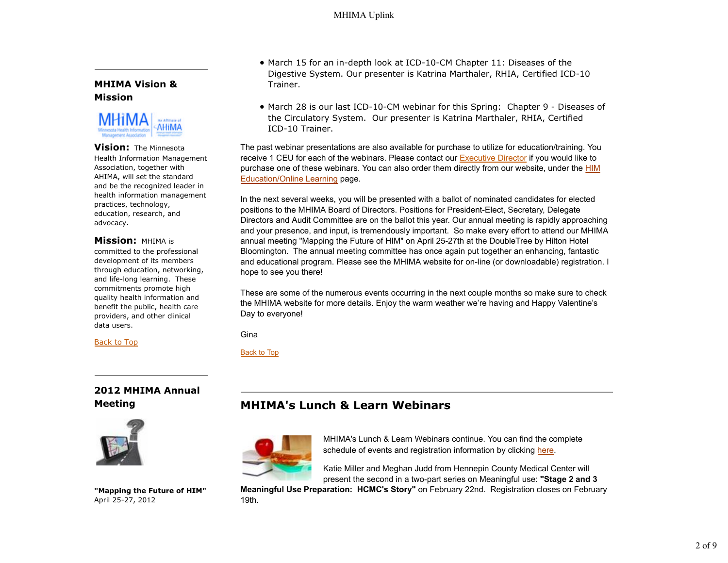## MHIMA Vision & Mission

**Vision:** The Minnesota Health Information Management Association, together with AHIMA, will set the standard and be the recognized leader in health information management practices, technology, education, research, and advocacy.

**Mission:** MHIMA is committed to the professional development of its members through education, networking, and life-long learning. These commitments promote high quality health information and benefit the public, health care providers, and other clinical data users.

Back to Top

## 2012 MHIMA Annual Meeting

**"Mapping the Future of HIM"**
April 25-27, 2012

- March 15 for an in-depth look at ICD-10-CM Chapter 11: Diseases of the Digestive System. Our presenter is Katrina Marthaler, RHIA, Certified ICD-10 Trainer.
- March 28 is our last ICD-10-CM webinar for this Spring: Chapter 9 - Diseases of the Circulatory System. Our presenter is Katrina Marthaler, RHIA, Certified ICD-10 Trainer.

The past webinar presentations are also available for purchase to utilize for education/training. You receive 1 CEU for each of the webinars. Please contact our Executive Director if you would like to purchase one of these webinars. You can also order them directly from our website, under the HIM Education/Online Learning page.

In the next several weeks, you will be presented with a ballot of nominated candidates for elected positions to the MHIMA Board of Directors. Positions for President-Elect, Secretary, Delegate Directors and Audit Committee are on the ballot this year. Our annual meeting is rapidly approaching and your presence, and input, is tremendously important. So make every effort to attend our MHIMA annual meeting "Mapping the Future of HIM" on April 25-27th at the DoubleTree by Hilton Hotel Bloomington. The annual meeting committee has once again put together an enhancing, fantastic and educational program. Please see the MHIMA website for on-line (or downloadable) registration. I hope to see you there!

These are some of the numerous events occurring in the next couple months so make sure to check the MHIMA website for more details. Enjoy the warm weather we're having and Happy Valentine's Day to everyone!

Gina

Back to Top

## MHIMA's Lunch & Learn Webinars

MHIMA's Lunch & Learn Webinars continue. You can find the complete schedule of events and registration information by clicking here.

Katie Miller and Meghan Judd from Hennepin County Medical Center will present the second in a two-part series on Meaningful use: **"Stage 2 and 3 Meaningful Use Preparation: HCMC's Story"** on February 22nd. Registration closes on February 19th.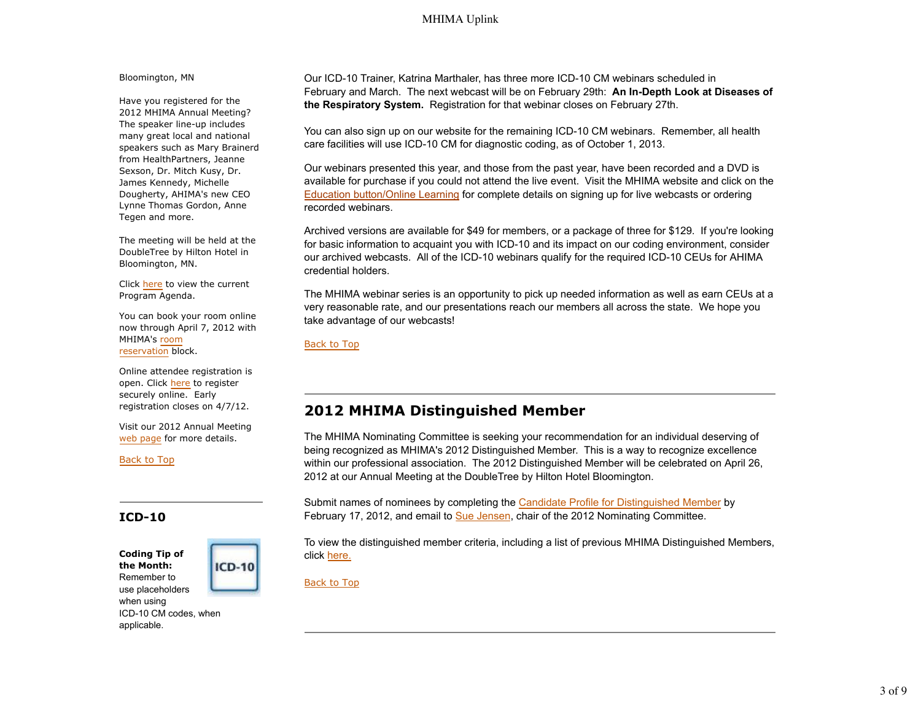Bloomington, MN

Have you registered for the 2012 MHIMA Annual Meeting? The speaker line-up includes many great local and national speakers such as Mary Brainerd from HealthPartners, Jeanne Sexson, Dr. Mitch Kusy, Dr. James Kennedy, Michelle Dougherty, AHIMA's new CEO Lynne Thomas Gordon, Anne Tegen and more.

The meeting will be held at the DoubleTree by Hilton Hotel in Bloomington, MN.

Click here to view the current Program Agenda.

You can book your room online now through April 7, 2012 with MHIMA's room reservation block.

Online attendee registration is open. Click here to register securely online. Early registration closes on 4/7/12.

Visit our 2012 Annual Meeting web page for more details.

Back to Top

## ICD-10

**Coding Tip of the Month:** Remember to use placeholders when using ICD-10 CM codes, when applicable.

Our ICD-10 Trainer, Katrina Marthaler, has three more ICD-10 CM webinars scheduled in February and March. The next webcast will be on February 29th: **An In-Depth Look at Diseases of the Respiratory System.** Registration for that webinar closes on February 27th.

You can also sign up on our website for the remaining ICD-10 CM webinars. Remember, all health care facilities will use ICD-10 CM for diagnostic coding, as of October 1, 2013.

Our webinars presented this year, and those from the past year, have been recorded and a DVD is available for purchase if you could not attend the live event. Visit the MHIMA website and click on the Education button/Online Learning for complete details on signing up for live webcasts or ordering recorded webinars.

Archived versions are available for $49 for members, or a package of three for $129. If you're looking for basic information to acquaint you with ICD-10 and its impact on our coding environment, consider our archived webcasts. All of the ICD-10 webinars qualify for the required ICD-10 CEUs for AHIMA credential holders.

The MHIMA webinar series is an opportunity to pick up needed information as well as earn CEUs at a very reasonable rate, and our presentations reach our members all across the state. We hope you take advantage of our webcasts!

Back to Top

## 2012 MHIMA Distinguished Member

The MHIMA Nominating Committee is seeking your recommendation for an individual deserving of being recognized as MHIMA's 2012 Distinguished Member. This is a way to recognize excellence within our professional association. The 2012 Distinguished Member will be celebrated on April 26, 2012 at our Annual Meeting at the DoubleTree by Hilton Hotel Bloomington.

Submit names of nominees by completing the Candidate Profile for Distinguished Member by February 17, 2012, and email to Sue Jensen, chair of the 2012 Nominating Committee.

To view the distinguished member criteria, including a list of previous MHIMA Distinguished Members, click here.

Back to Top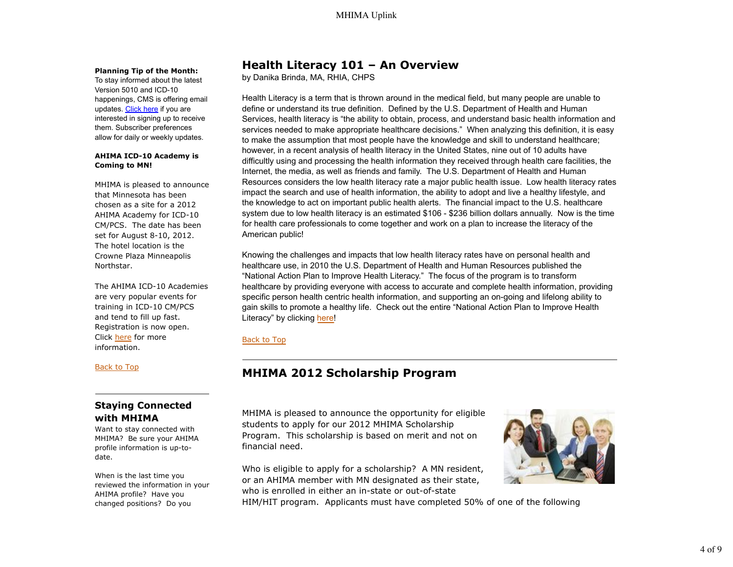**Planning Tip of the Month:**
To stay informed about the latest Version 5010 and ICD-10 happenings, CMS is offering email updates. Click here if you are interested in signing up to receive them. Subscriber preferences allow for daily or weekly updates.

**AHIMA ICD-10 Academy is Coming to MN!**

MHIMA is pleased to announce that Minnesota has been chosen as a site for a 2012 AHIMA Academy for ICD-10 CM/PCS. The date has been set for August 8-10, 2012. The hotel location is the Crowne Plaza Minneapolis Northstar.

The AHIMA ICD-10 Academies are very popular events for training in ICD-10 CM/PCS and tend to fill up fast. Registration is now open. Click here for more information.

Back to Top

## Staying Connected with MHIMA

Want to stay connected with MHIMA? Be sure your AHIMA profile information is up-to-date.

When is the last time you reviewed the information in your AHIMA profile? Have you changed positions? Do you

## Health Literacy 101 – An Overview

by Danika Brinda, MA, RHIA, CHPS

Health Literacy is a term that is thrown around in the medical field, but many people are unable to define or understand its true definition. Defined by the U.S. Department of Health and Human Services, health literacy is "the ability to obtain, process, and understand basic health information and services needed to make appropriate healthcare decisions." When analyzing this definition, it is easy to make the assumption that most people have the knowledge and skill to understand healthcare; however, in a recent analysis of health literacy in the United States, nine out of 10 adults have difficultly using and processing the health information they received through health care facilities, the Internet, the media, as well as friends and family. The U.S. Department of Health and Human Resources considers the low health literacy rate a major public health issue. Low health literacy rates impact the search and use of health information, the ability to adopt and live a healthy lifestyle, and the knowledge to act on important public health alerts. The financial impact to the U.S. healthcare system due to low health literacy is an estimated $106 - $236 billion dollars annually. Now is the time for health care professionals to come together and work on a plan to increase the literacy of the American public!

Knowing the challenges and impacts that low health literacy rates have on personal health and healthcare use, in 2010 the U.S. Department of Health and Human Resources published the "National Action Plan to Improve Health Literacy." The focus of the program is to transform healthcare by providing everyone with access to accurate and complete health information, providing specific person health centric health information, and supporting an on-going and lifelong ability to gain skills to promote a healthy life. Check out the entire "National Action Plan to Improve Health Literacy" by clicking here!

Back to Top

## MHIMA 2012 Scholarship Program

MHIMA is pleased to announce the opportunity for eligible students to apply for our 2012 MHIMA Scholarship Program. This scholarship is based on merit and not on financial need.

Who is eligible to apply for a scholarship? A MN resident, or an AHIMA member with MN designated as their state, who is enrolled in either an in-state or out-of-state HIM/HIT program. Applicants must have completed 50% of one of the following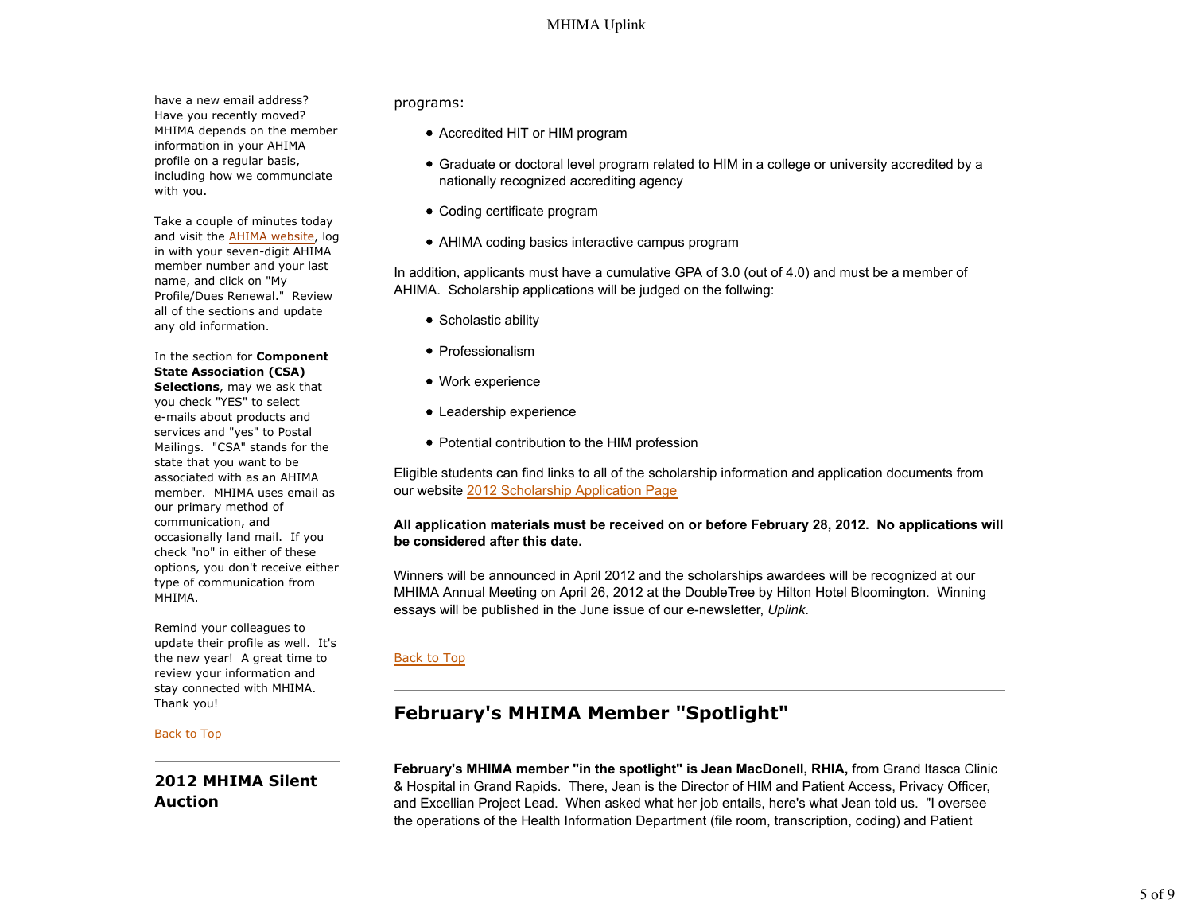have a new email address? Have you recently moved? MHIMA depends on the member information in your AHIMA profile on a regular basis, including how we communciate with you.

Take a couple of minutes today and visit the AHIMA website, log in with your seven-digit AHIMA member number and your last name, and click on "My Profile/Dues Renewal." Review all of the sections and update any old information.

In the section for **Component State Association (CSA) Selections**, may we ask that you check "YES" to select e-mails about products and services and "yes" to Postal Mailings. "CSA" stands for the state that you want to be associated with as an AHIMA member. MHIMA uses email as our primary method of communication, and occasionally land mail. If you check "no" in either of these options, you don't receive either type of communication from MHIMA.

Remind your colleagues to update their profile as well. It's the new year! A great time to review your information and stay connected with MHIMA. Thank you!

Back to Top

## 2012 MHIMA Silent Auction

programs:

- Accredited HIT or HIM program
- Graduate or doctoral level program related to HIM in a college or university accredited by a nationally recognized accrediting agency
- Coding certificate program
- AHIMA coding basics interactive campus program

In addition, applicants must have a cumulative GPA of 3.0 (out of 4.0) and must be a member of AHIMA. Scholarship applications will be judged on the follwing:

- Scholastic ability
- Professionalism
- Work experience
- Leadership experience
- Potential contribution to the HIM profession

Eligible students can find links to all of the scholarship information and application documents from our website 2012 Scholarship Application Page

**All application materials must be received on or before February 28, 2012. No applications will be considered after this date.**

Winners will be announced in April 2012 and the scholarships awardees will be recognized at our MHIMA Annual Meeting on April 26, 2012 at the DoubleTree by Hilton Hotel Bloomington. Winning essays will be published in the June issue of our e-newsletter, *Uplink*.

Back to Top

## February's MHIMA Member "Spotlight"

**February's MHIMA member "in the spotlight" is Jean MacDonell, RHIA,** from Grand Itasca Clinic & Hospital in Grand Rapids. There, Jean is the Director of HIM and Patient Access, Privacy Officer, and Excellian Project Lead. When asked what her job entails, here's what Jean told us. "I oversee the operations of the Health Information Department (file room, transcription, coding) and Patient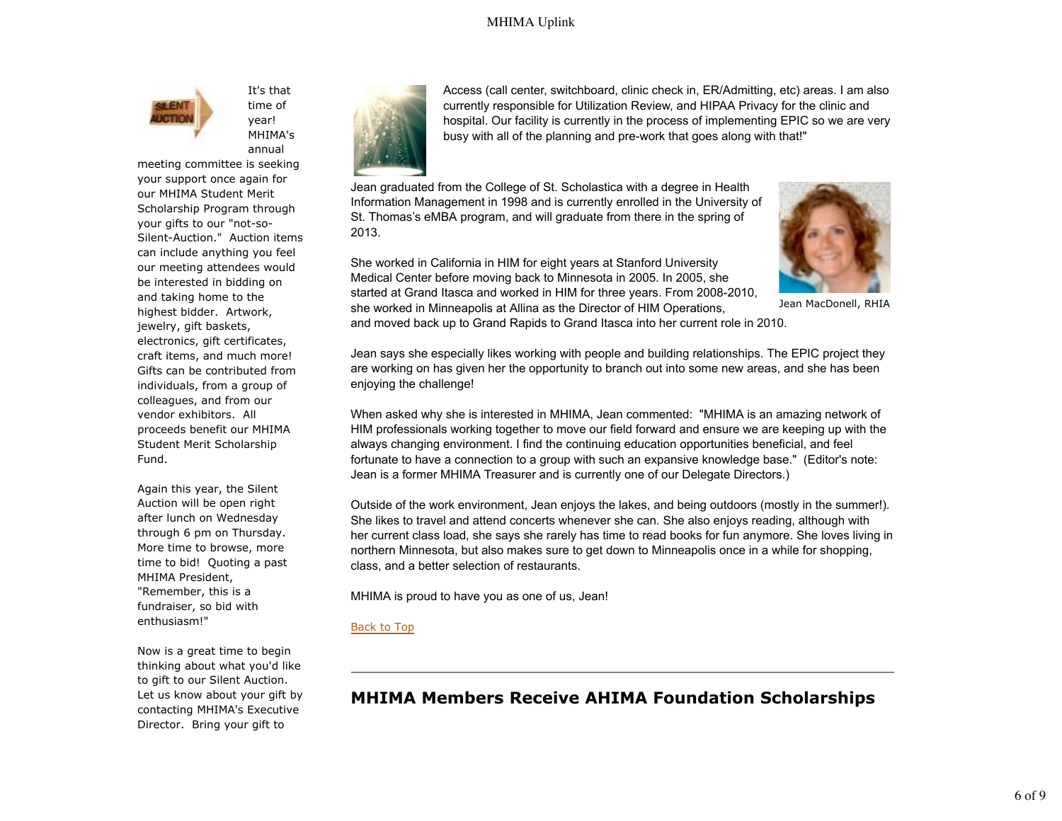It's that time of year! MHIMA's annual meeting committee is seeking your support once again for our MHIMA Student Merit Scholarship Program through your gifts to our "not-so-Silent-Auction." Auction items can include anything you feel our meeting attendees would be interested in bidding on and taking home to the highest bidder. Artwork, jewelry, gift baskets, electronics, gift certificates, craft items, and much more! Gifts can be contributed from individuals, from a group of colleagues, and from our vendor exhibitors. All proceeds benefit our MHIMA Student Merit Scholarship Fund.

Again this year, the Silent Auction will be open right after lunch on Wednesday through 6 pm on Thursday. More time to browse, more time to bid! Quoting a past MHIMA President, "Remember, this is a fundraiser, so bid with enthusiasm!"

Now is a great time to begin thinking about what you'd like to gift to our Silent Auction. Let us know about your gift by contacting MHIMA's Executive Director. Bring your gift to

Access (call center, switchboard, clinic check in, ER/Admitting, etc) areas. I am also currently responsible for Utilization Review, and HIPAA Privacy for the clinic and hospital. Our facility is currently in the process of implementing EPIC so we are very busy with all of the planning and pre-work that goes along with that!"

Jean graduated from the College of St. Scholastica with a degree in Health Information Management in 1998 and is currently enrolled in the University of St. Thomas's eMBA program, and will graduate from there in the spring of 2013.

Jean MacDonell, RHIA

She worked in California in HIM for eight years at Stanford University Medical Center before moving back to Minnesota in 2005. In 2005, she started at Grand Itasca and worked in HIM for three years. From 2008-2010, she worked in Minneapolis at Allina as the Director of HIM Operations, and moved back up to Grand Rapids to Grand Itasca into her current role in 2010.

Jean says she especially likes working with people and building relationships. The EPIC project they are working on has given her the opportunity to branch out into some new areas, and she has been enjoying the challenge!

When asked why she is interested in MHIMA, Jean commented: "MHIMA is an amazing network of HIM professionals working together to move our field forward and ensure we are keeping up with the always changing environment. I find the continuing education opportunities beneficial, and feel fortunate to have a connection to a group with such an expansive knowledge base." (Editor's note: Jean is a former MHIMA Treasurer and is currently one of our Delegate Directors.)

Outside of the work environment, Jean enjoys the lakes, and being outdoors (mostly in the summer!). She likes to travel and attend concerts whenever she can. She also enjoys reading, although with her current class load, she says she rarely has time to read books for fun anymore. She loves living in northern Minnesota, but also makes sure to get down to Minneapolis once in a while for shopping, class, and a better selection of restaurants.

MHIMA is proud to have you as one of us, Jean!

Back to Top

---

## MHIMA Members Receive AHIMA Foundation Scholarships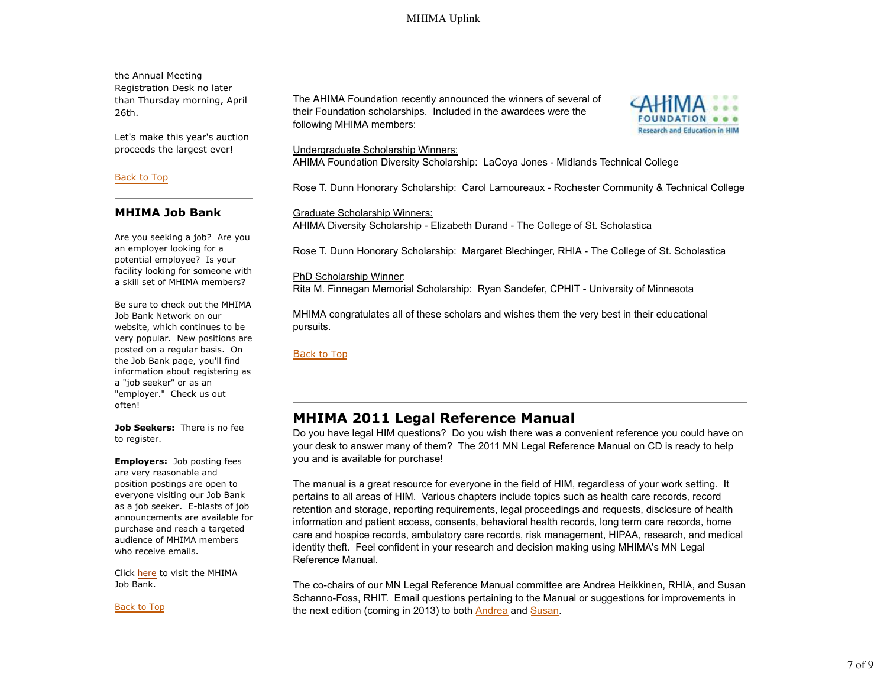the Annual Meeting Registration Desk no later than Thursday morning, April 26th.

Let's make this year's auction proceeds the largest ever!

Back to Top

## MHIMA Job Bank

Are you seeking a job? Are you an employer looking for a potential employee? Is your facility looking for someone with a skill set of MHIMA members?

Be sure to check out the MHIMA Job Bank Network on our website, which continues to be very popular. New positions are posted on a regular basis. On the Job Bank page, you'll find information about registering as a "job seeker" or as an "employer." Check us out often!

**Job Seekers:** There is no fee to register.

**Employers:** Job posting fees are very reasonable and position postings are open to everyone visiting our Job Bank as a job seeker. E-blasts of job announcements are available for purchase and reach a targeted audience of MHIMA members who receive emails.

Click here to visit the MHIMA Job Bank.

Back to Top

The AHIMA Foundation recently announced the winners of several of their Foundation scholarships. Included in the awardees were the following MHIMA members:

Undergraduate Scholarship Winners:
AHIMA Foundation Diversity Scholarship: LaCoya Jones - Midlands Technical College

Rose T. Dunn Honorary Scholarship: Carol Lamoureaux - Rochester Community & Technical College

Graduate Scholarship Winners:
AHIMA Diversity Scholarship - Elizabeth Durand - The College of St. Scholastica

Rose T. Dunn Honorary Scholarship: Margaret Blechinger, RHIA - The College of St. Scholastica

PhD Scholarship Winner:
Rita M. Finnegan Memorial Scholarship: Ryan Sandefer, CPHIT - University of Minnesota

MHIMA congratulates all of these scholars and wishes them the very best in their educational pursuits.

Back to Top

## MHIMA 2011 Legal Reference Manual

Do you have legal HIM questions? Do you wish there was a convenient reference you could have on your desk to answer many of them? The 2011 MN Legal Reference Manual on CD is ready to help you and is available for purchase!

The manual is a great resource for everyone in the field of HIM, regardless of your work setting. It pertains to all areas of HIM. Various chapters include topics such as health care records, record retention and storage, reporting requirements, legal proceedings and requests, disclosure of health information and patient access, consents, behavioral health records, long term care records, home care and hospice records, ambulatory care records, risk management, HIPAA, research, and medical identity theft. Feel confident in your research and decision making using MHIMA's MN Legal Reference Manual.

The co-chairs of our MN Legal Reference Manual committee are Andrea Heikkinen, RHIA, and Susan Schanno-Foss, RHIT. Email questions pertaining to the Manual or suggestions for improvements in the next edition (coming in 2013) to both Andrea and Susan.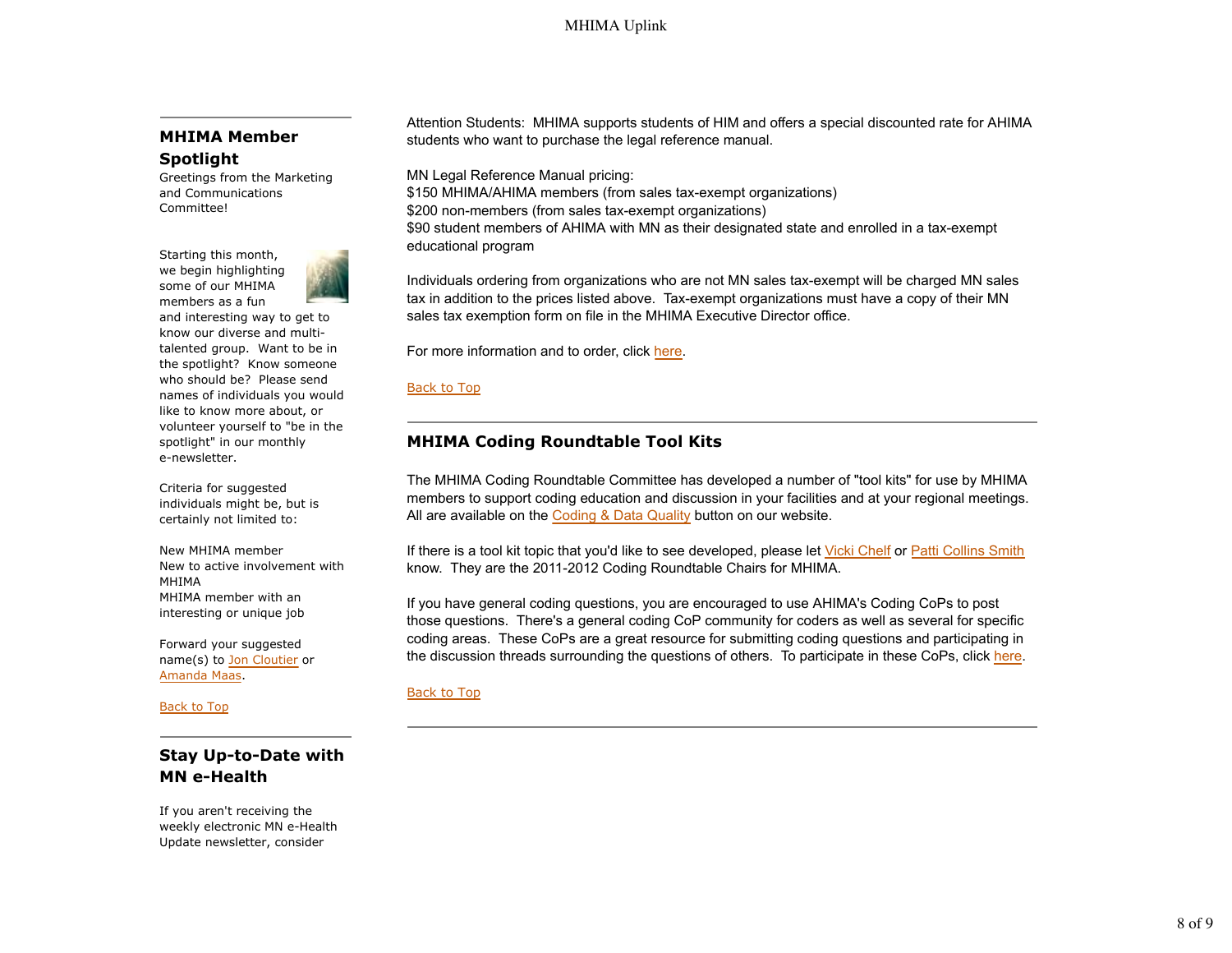## MHIMA Member Spotlight

Greetings from the Marketing and Communications Committee!

Starting this month, we begin highlighting some of our MHIMA members as a fun and interesting way to get to know our diverse and multi-talented group. Want to be in the spotlight? Know someone who should be? Please send names of individuals you would like to know more about, or volunteer yourself to "be in the spotlight" in our monthly e-newsletter.

Criteria for suggested individuals might be, but is certainly not limited to:

New MHIMA member
New to active involvement with MHIMA
MHIMA member with an interesting or unique job

Forward your suggested name(s) to Jon Cloutier or Amanda Maas.

Back to Top

## Stay Up-to-Date with MN e-Health

If you aren't receiving the weekly electronic MN e-Health Update newsletter, consider

Attention Students: MHIMA supports students of HIM and offers a special discounted rate for AHIMA students who want to purchase the legal reference manual.

MN Legal Reference Manual pricing:
$150 MHIMA/AHIMA members (from sales tax-exempt organizations)
$200 non-members (from sales tax-exempt organizations)
$90 student members of AHIMA with MN as their designated state and enrolled in a tax-exempt educational program

Individuals ordering from organizations who are not MN sales tax-exempt will be charged MN sales tax in addition to the prices listed above. Tax-exempt organizations must have a copy of their MN sales tax exemption form on file in the MHIMA Executive Director office.

For more information and to order, click here.

Back to Top

## MHIMA Coding Roundtable Tool Kits

The MHIMA Coding Roundtable Committee has developed a number of "tool kits" for use by MHIMA members to support coding education and discussion in your facilities and at your regional meetings. All are available on the Coding & Data Quality button on our website.

If there is a tool kit topic that you'd like to see developed, please let Vicki Chelf or Patti Collins Smith know. They are the 2011-2012 Coding Roundtable Chairs for MHIMA.

If you have general coding questions, you are encouraged to use AHIMA's Coding CoPs to post those questions. There's a general coding CoP community for coders as well as several for specific coding areas. These CoPs are a great resource for submitting coding questions and participating in the discussion threads surrounding the questions of others. To participate in these CoPs, click here.

Back to Top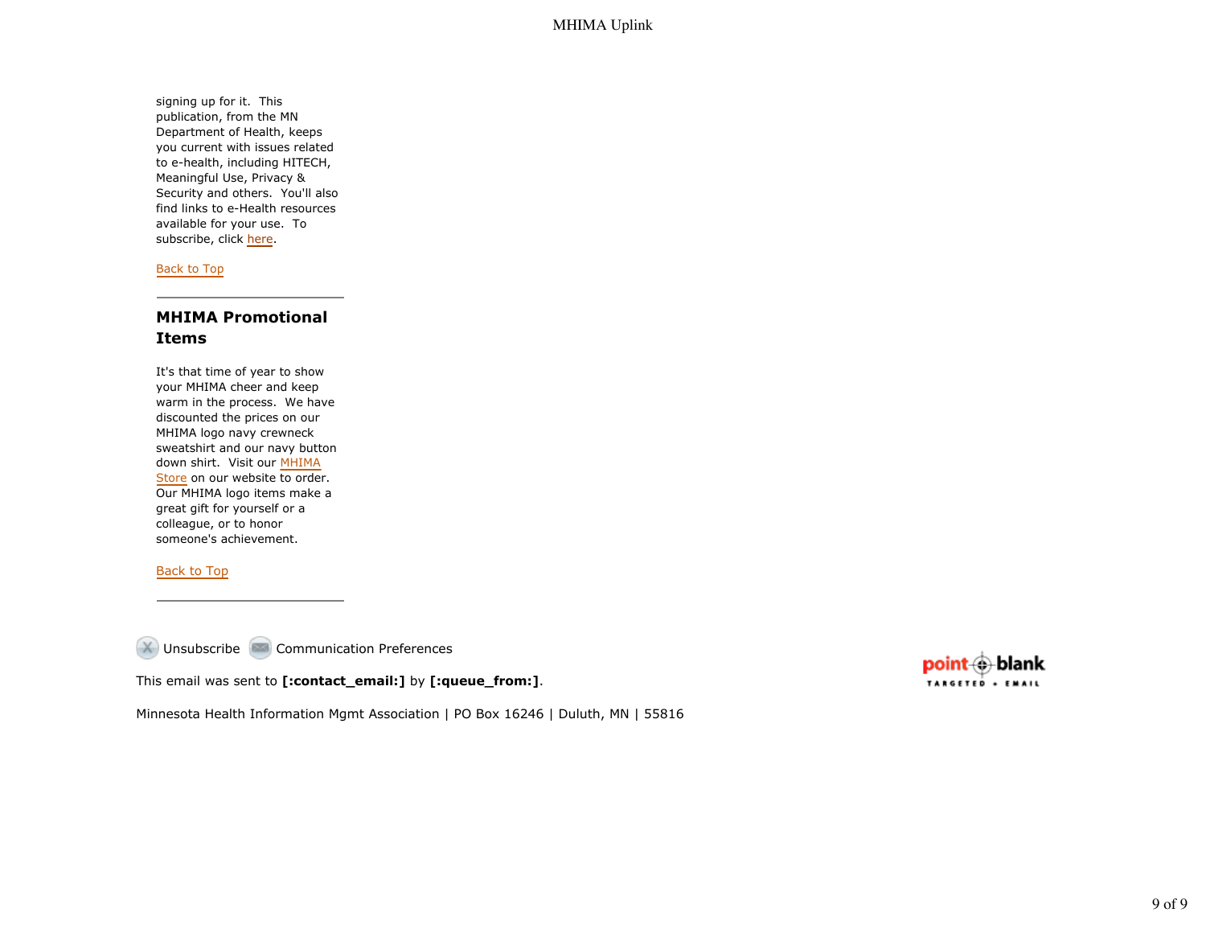signing up for it. This publication, from the MN Department of Health, keeps you current with issues related to e-health, including HITECH, Meaningful Use, Privacy & Security and others. You'll also find links to e-Health resources available for your use. To subscribe, click here.

Back to Top

---

## MHIMA Promotional Items

It's that time of year to show your MHIMA cheer and keep warm in the process. We have discounted the prices on our MHIMA logo navy crewneck sweatshirt and our navy button down shirt. Visit our MHIMA Store on our website to order. Our MHIMA logo items make a great gift for yourself or a colleague, or to honor someone's achievement.

Back to Top

---

Unsubscribe Communication Preferences

This email was sent to **[:contact_email:]** by **[:queue_from:]**.

Minnesota Health Information Mgmt Association | PO Box 16246 | Duluth, MN | 55816

point blank TARGETED + EMAIL